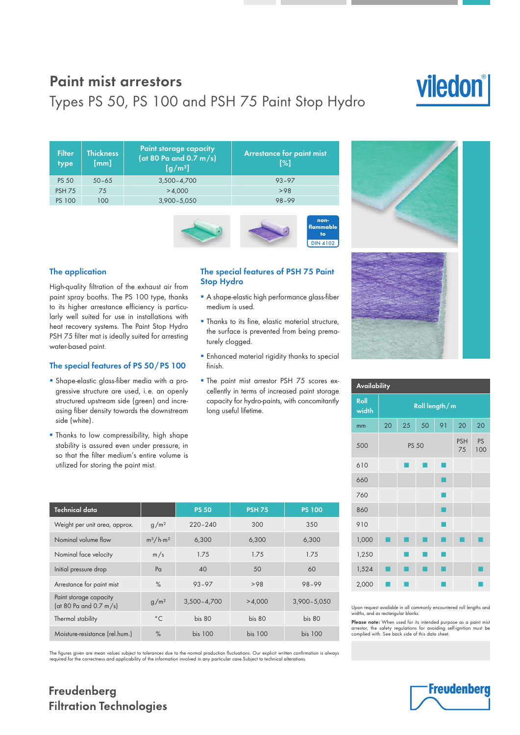# Paint mist arrestors

## Types PS 50, PS 100 and PSH 75 Paint Stop Hydro

viledon®

| Filter type | Thickness [mm] | Paint storage capacity (at 80 Pa and 0.7 m/s) [g/m²] | Arrestance for paint mist [%] |
|---|---|---|---|
| PS 50 | 50–65 | 3,500–4,700 | 93–97 |
| PSH 75 | 75 | >4,000 | >98 |
| PS 100 | 100 | 3,900–5,050 | 98–99 |

non-flammable to DIN 4102

### The application

High-quality filtration of the exhaust air from paint spray booths. The PS 100 type, thanks to its higher arrestance efficiency is particularly well suited for use in installations with heat recovery systems. The Paint Stop Hydro PSH 75 filter mat is ideally suited for arresting water-based paint.

### The special features of PS 50/PS 100

- Shape-elastic glass-fiber media with a progressive structure are used, i. e. an openly structured upstream side (green) and increasing fiber density towards the downstream side (white).
- Thanks to low compressibility, high shape stability is assured even under pressure, in so that the filter medium's entire volume is utilized for storing the paint mist.

### The special features of PSH 75 Paint Stop Hydro

- A shape-elastic high performance glass-fiber medium is used.
- Thanks to its fine, elastic material structure, the surface is prevented from being prematurely clogged.
- Enhanced material rigidity thanks to special finish.
- The paint mist arrestor PSH 75 scores excellently in terms of increased paint storage capacity for hydro-paints, with concomitantly long useful lifetime.

| Technical data | | PS 50 | PSH 75 | PS 100 |
|---|---|---|---|---|
| Weight per unit area, approx. | g/m² | 220–240 | 300 | 350 |
| Nominal volume flow | m³/h·m² | 6,300 | 6,300 | 6,300 |
| Nominal face velocity | m/s | 1.75 | 1.75 | 1.75 |
| Initial pressure drop | Pa | 40 | 50 | 60 |
| Arrestance for paint mist | % | 93–97 | >98 | 98–99 |
| Paint storage capacity (at 80 Pa and 0.7 m/s) | g/m² | 3,500–4,700 | >4,000 | 3,900–5,050 |
| Thermal stability | °C | bis 80 | bis 80 | bis 80 |
| Moisture-resistance (rel.hum.) | % | bis 100 | bis 100 | bis 100 |

The figures given are mean values subject to tolerances due to the normal production fluctuations. Our explicit written confirmation is always required for the correctness and applicability of the information involved in any particular case.Subject to technical alterations.

**Availability**

| Roll width | Roll length/m | | | | | |
|---|---|---|---|---|---|---|
| mm | 20 | 25 | 50 | 91 | 20 | 20 |
| 500 | PS 50 | | | | PSH 75 | PS 100 |
| 610 | | ■ | ■ | ■ | | |
| 660 | | | | ■ | | |
| 760 | | | | ■ | | |
| 860 | | | | ■ | | |
| 910 | | | | ■ | | |
| 1,000 | ■ | ■ | ■ | ■ | ■ | ■ |
| 1,250 | | ■ | ■ | ■ | | |
| 1,524 | ■ | ■ | ■ | ■ | | ■ |
| 2,000 | ■ | ■ | | ■ | | ■ |

Upon request available in all commonly encountered roll lengths and widths, and as rectangular blanks.

**Please note:** When used for its intended purpose as a paint mist arrestor, the safety regulations for avoiding self-ignition must be complied with. See back side of this data sheet.

Freudenberg Filtration Technologies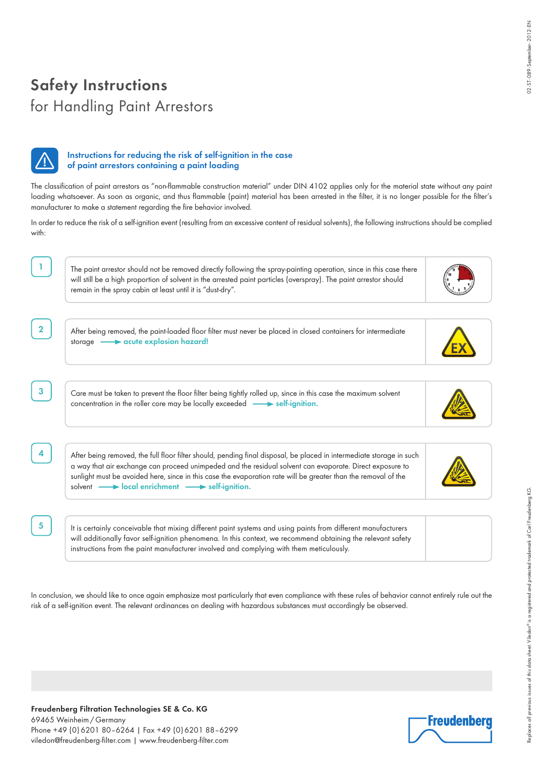# Safety Instructions

for Handling Paint Arrestors

## Instructions for reducing the risk of self-ignition in the case of paint arrestors containing a paint loading

The classification of paint arrestors as "non-flammable construction material" under DIN 4102 applies only for the material state without any paint loading whatsoever. As soon as organic, and thus flammable (paint) material has been arrested in the filter, it is no longer possible for the filter's manufacturer to make a statement regarding the fire behavior involved.

In order to reduce the risk of a self-ignition event (resulting from an excessive content of residual solvents), the following instructions should be complied with:

1. The paint arrestor should not be removed directly following the spray-painting operation, since in this case there will still be a high proportion of solvent in the arrested paint particles (overspray). The paint arrestor should remain in the spray cabin at least until it is "dust-dry".

2. After being removed, the paint-loaded floor filter must never be placed in closed containers for intermediate storage → **acute explosion hazard!**

3. Care must be taken to prevent the floor filter being tightly rolled up, since in this case the maximum solvent concentration in the roller core may be locally exceeded → **self-ignition.**

4. After being removed, the full floor filter should, pending final disposal, be placed in intermediate storage in such a way that air exchange can proceed unimpeded and the residual solvent can evaporate. Direct exposure to sunlight must be avoided here, since in this case the evaporation rate will be greater than the removal of the solvent → **local enrichment** → **self-ignition.**

5. It is certainly conceivable that mixing different paint systems and using paints from different manufacturers will additionally favor self-ignition phenomena. In this context, we recommend obtaining the relevant safety instructions from the paint manufacturer involved and complying with them meticulously.

In conclusion, we should like to once again emphasize most particularly that even compliance with these rules of behavior cannot entirely rule out the risk of a self-ignition event. The relevant ordinances on dealing with hazardous substances must accordingly be observed.

**Freudenberg Filtration Technologies SE & Co. KG**
69465 Weinheim / Germany
Phone +49 (0) 6201 80-6264 | Fax +49 (0) 6201 88-6299
viledon@freudenberg-filter.com | www.freudenberg-filter.com

Freudenberg

02-ST-089-September-2012-EN

Replaces all previous issues of this data sheet. Viledon® is a registered and protected trademark of Carl Freudenberg KG.